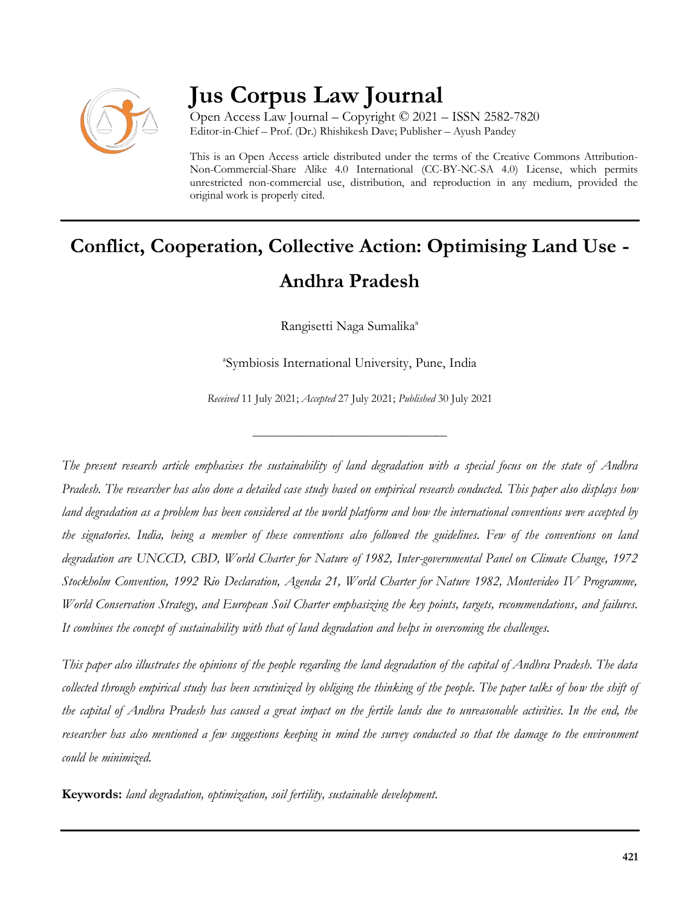# Jus Corpus Law Journal

Open Access Law Journal – Copyright © 2021 – ISSN 2582-7820
Editor-in-Chief – Prof. (Dr.) Rhishikesh Dave; Publisher – Ayush Pandey

This is an Open Access article distributed under the terms of the Creative Commons Attribution-Non-Commercial-Share Alike 4.0 International (CC-BY-NC-SA 4.0) License, which permits unrestricted non-commercial use, distribution, and reproduction in any medium, provided the original work is properly cited.

## Conflict, Cooperation, Collective Action: Optimising Land Use - Andhra Pradesh

Rangisetti Naga Sumalika[a]

[a]Symbiosis International University, Pune, India

*Received* 11 July 2021; *Accepted* 27 July 2021; *Published* 30 July 2021

---

*The present research article emphasises the sustainability of land degradation with a special focus on the state of Andhra Pradesh. The researcher has also done a detailed case study based on empirical research conducted. This paper also displays how land degradation as a problem has been considered at the world platform and how the international conventions were accepted by the signatories. India, being a member of these conventions also followed the guidelines. Few of the conventions on land degradation are UNCCD, CBD, World Charter for Nature of 1982, Inter-governmental Panel on Climate Change, 1972 Stockholm Convention, 1992 Rio Declaration, Agenda 21, World Charter for Nature 1982, Montevideo IV Programme, World Conservation Strategy, and European Soil Charter emphasizing the key points, targets, recommendations, and failures. It combines the concept of sustainability with that of land degradation and helps in overcoming the challenges.*

*This paper also illustrates the opinions of the people regarding the land degradation of the capital of Andhra Pradesh. The data collected through empirical study has been scrutinized by obliging the thinking of the people. The paper talks of how the shift of the capital of Andhra Pradesh has caused a great impact on the fertile lands due to unreasonable activities. In the end, the researcher has also mentioned a few suggestions keeping in mind the survey conducted so that the damage to the environment could be minimized.*

**Keywords:** *land degradation, optimization, soil fertility, sustainable development.*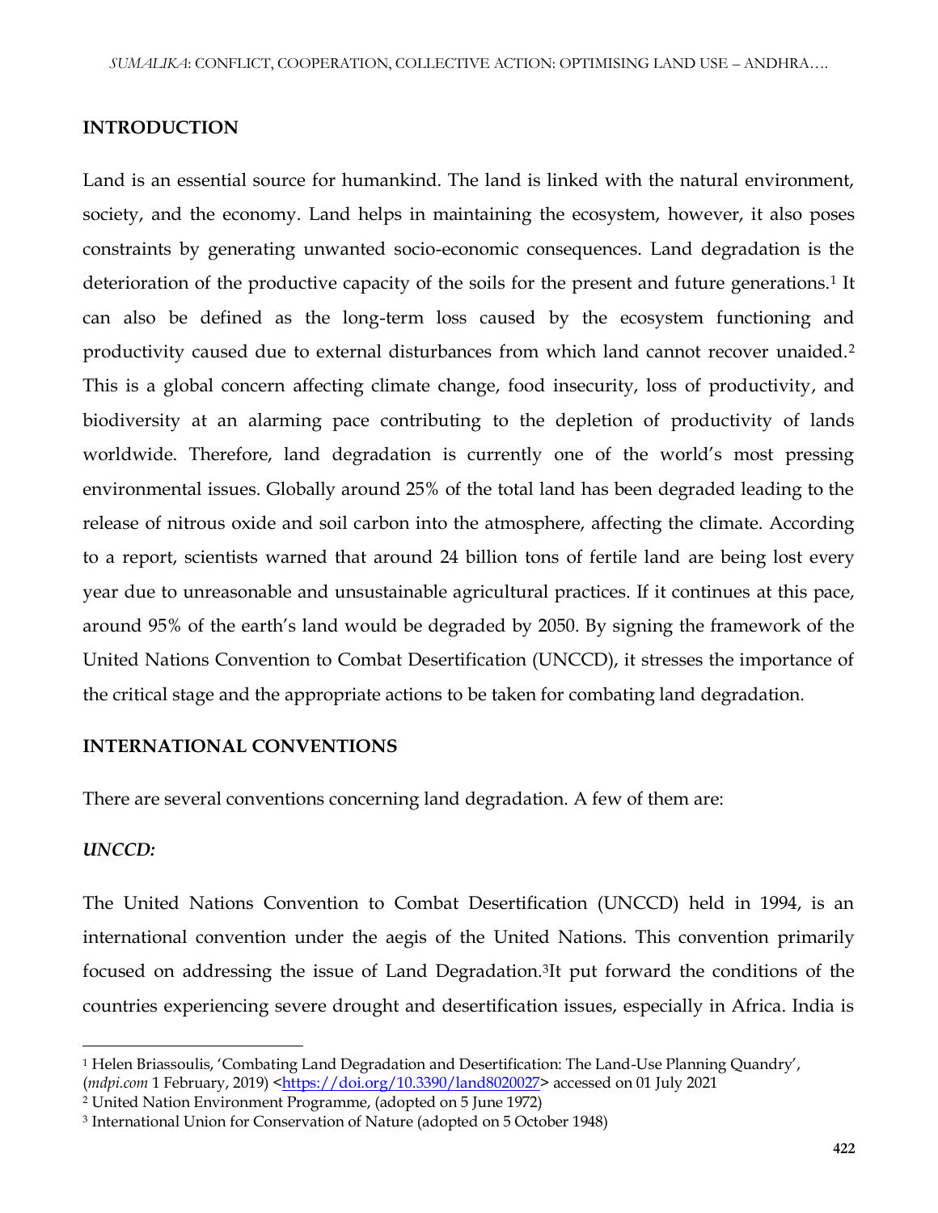## INTRODUCTION

Land is an essential source for humankind. The land is linked with the natural environment, society, and the economy. Land helps in maintaining the ecosystem, however, it also poses constraints by generating unwanted socio-economic consequences. Land degradation is the deterioration of the productive capacity of the soils for the present and future generations.[1] It can also be defined as the long-term loss caused by the ecosystem functioning and productivity caused due to external disturbances from which land cannot recover unaided.[2] This is a global concern affecting climate change, food insecurity, loss of productivity, and biodiversity at an alarming pace contributing to the depletion of productivity of lands worldwide. Therefore, land degradation is currently one of the world's most pressing environmental issues. Globally around 25% of the total land has been degraded leading to the release of nitrous oxide and soil carbon into the atmosphere, affecting the climate. According to a report, scientists warned that around 24 billion tons of fertile land are being lost every year due to unreasonable and unsustainable agricultural practices. If it continues at this pace, around 95% of the earth's land would be degraded by 2050. By signing the framework of the United Nations Convention to Combat Desertification (UNCCD), it stresses the importance of the critical stage and the appropriate actions to be taken for combating land degradation.

## INTERNATIONAL CONVENTIONS

There are several conventions concerning land degradation. A few of them are:

### *UNCCD:*

The United Nations Convention to Combat Desertification (UNCCD) held in 1994, is an international convention under the aegis of the United Nations. This convention primarily focused on addressing the issue of Land Degradation.[3]It put forward the conditions of the countries experiencing severe drought and desertification issues, especially in Africa. India is

---

[1] Helen Briassoulis, 'Combating Land Degradation and Desertification: The Land-Use Planning Quandry', (*mdpi.com* 1 February, 2019) <https://doi.org/10.3390/land8020027> accessed on 01 July 2021

[2] United Nation Environment Programme, (adopted on 5 June 1972)

[3] International Union for Conservation of Nature (adopted on 5 October 1948)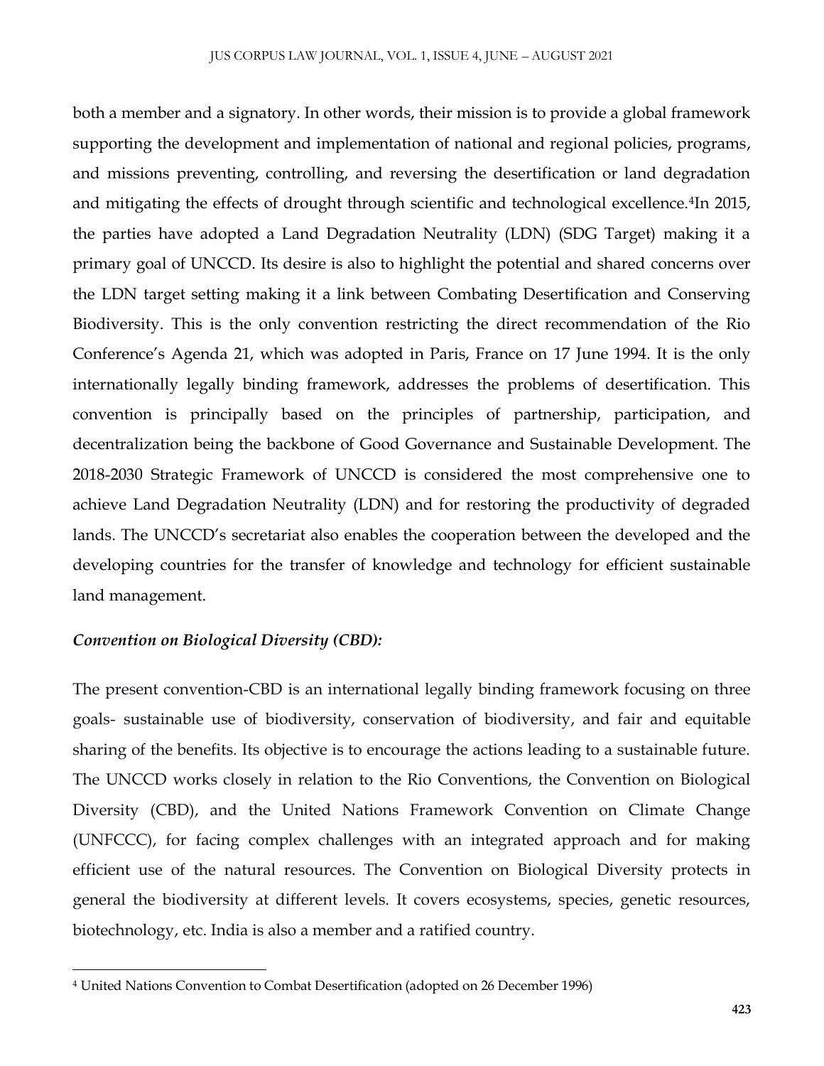both a member and a signatory. In other words, their mission is to provide a global framework supporting the development and implementation of national and regional policies, programs, and missions preventing, controlling, and reversing the desertification or land degradation and mitigating the effects of drought through scientific and technological excellence.[4]In 2015, the parties have adopted a Land Degradation Neutrality (LDN) (SDG Target) making it a primary goal of UNCCD. Its desire is also to highlight the potential and shared concerns over the LDN target setting making it a link between Combating Desertification and Conserving Biodiversity. This is the only convention restricting the direct recommendation of the Rio Conference's Agenda 21, which was adopted in Paris, France on 17 June 1994. It is the only internationally legally binding framework, addresses the problems of desertification. This convention is principally based on the principles of partnership, participation, and decentralization being the backbone of Good Governance and Sustainable Development. The 2018-2030 Strategic Framework of UNCCD is considered the most comprehensive one to achieve Land Degradation Neutrality (LDN) and for restoring the productivity of degraded lands. The UNCCD's secretariat also enables the cooperation between the developed and the developing countries for the transfer of knowledge and technology for efficient sustainable land management.

***Convention on Biological Diversity (CBD):***

The present convention-CBD is an international legally binding framework focusing on three goals- sustainable use of biodiversity, conservation of biodiversity, and fair and equitable sharing of the benefits. Its objective is to encourage the actions leading to a sustainable future. The UNCCD works closely in relation to the Rio Conventions, the Convention on Biological Diversity (CBD), and the United Nations Framework Convention on Climate Change (UNFCCC), for facing complex challenges with an integrated approach and for making efficient use of the natural resources. The Convention on Biological Diversity protects in general the biodiversity at different levels. It covers ecosystems, species, genetic resources, biotechnology, etc. India is also a member and a ratified country.

---

[4] United Nations Convention to Combat Desertification (adopted on 26 December 1996)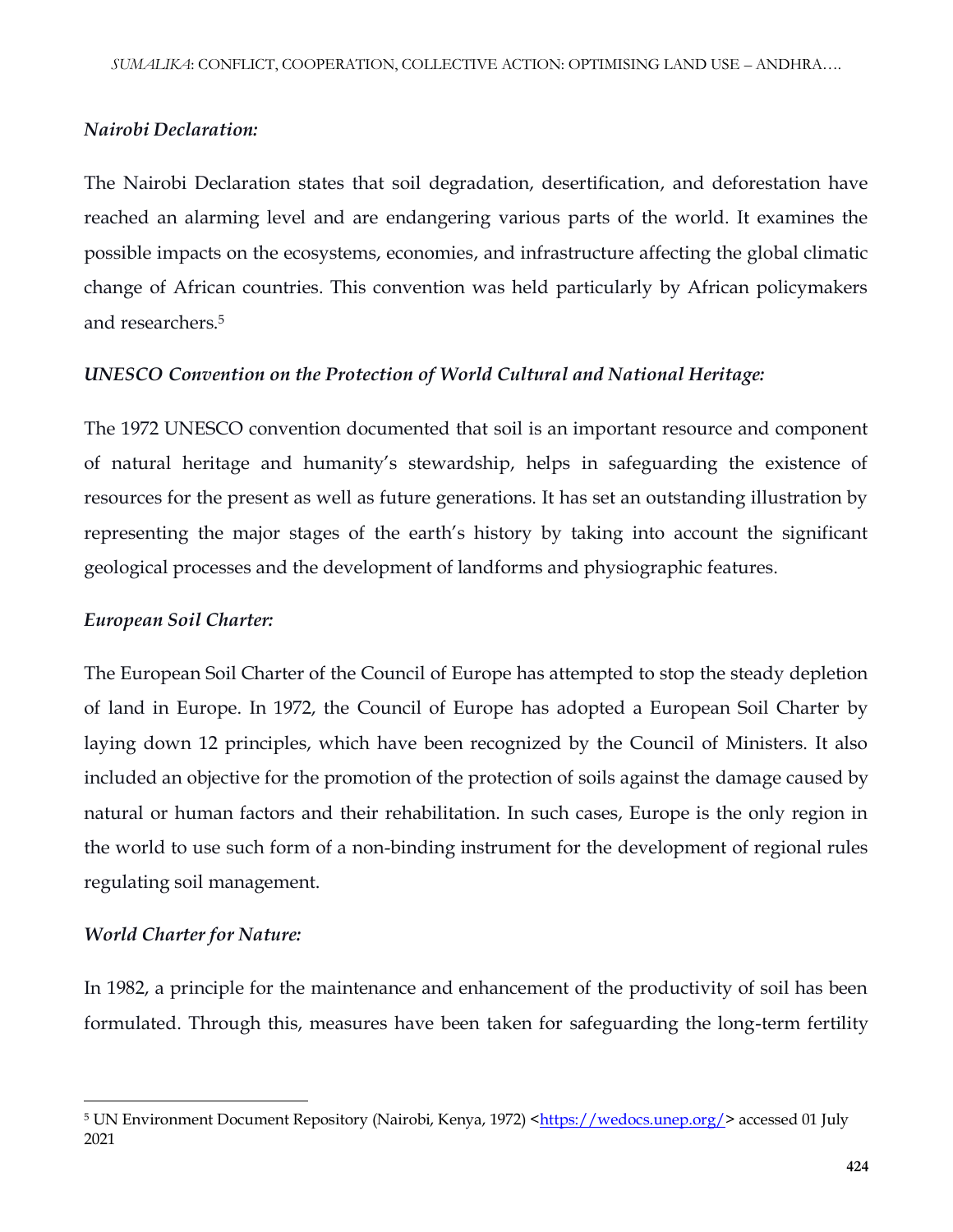*Nairobi Declaration:*

The Nairobi Declaration states that soil degradation, desertification, and deforestation have reached an alarming level and are endangering various parts of the world. It examines the possible impacts on the ecosystems, economies, and infrastructure affecting the global climatic change of African countries. This convention was held particularly by African policymakers and researchers.[5]

*UNESCO Convention on the Protection of World Cultural and National Heritage:*

The 1972 UNESCO convention documented that soil is an important resource and component of natural heritage and humanity's stewardship, helps in safeguarding the existence of resources for the present as well as future generations. It has set an outstanding illustration by representing the major stages of the earth's history by taking into account the significant geological processes and the development of landforms and physiographic features.

*European Soil Charter:*

The European Soil Charter of the Council of Europe has attempted to stop the steady depletion of land in Europe. In 1972, the Council of Europe has adopted a European Soil Charter by laying down 12 principles, which have been recognized by the Council of Ministers. It also included an objective for the promotion of the protection of soils against the damage caused by natural or human factors and their rehabilitation. In such cases, Europe is the only region in the world to use such form of a non-binding instrument for the development of regional rules regulating soil management.

*World Charter for Nature:*

In 1982, a principle for the maintenance and enhancement of the productivity of soil has been formulated. Through this, measures have been taken for safeguarding the long-term fertility

---

[5] UN Environment Document Repository (Nairobi, Kenya, 1972) <https://wedocs.unep.org/> accessed 01 July 2021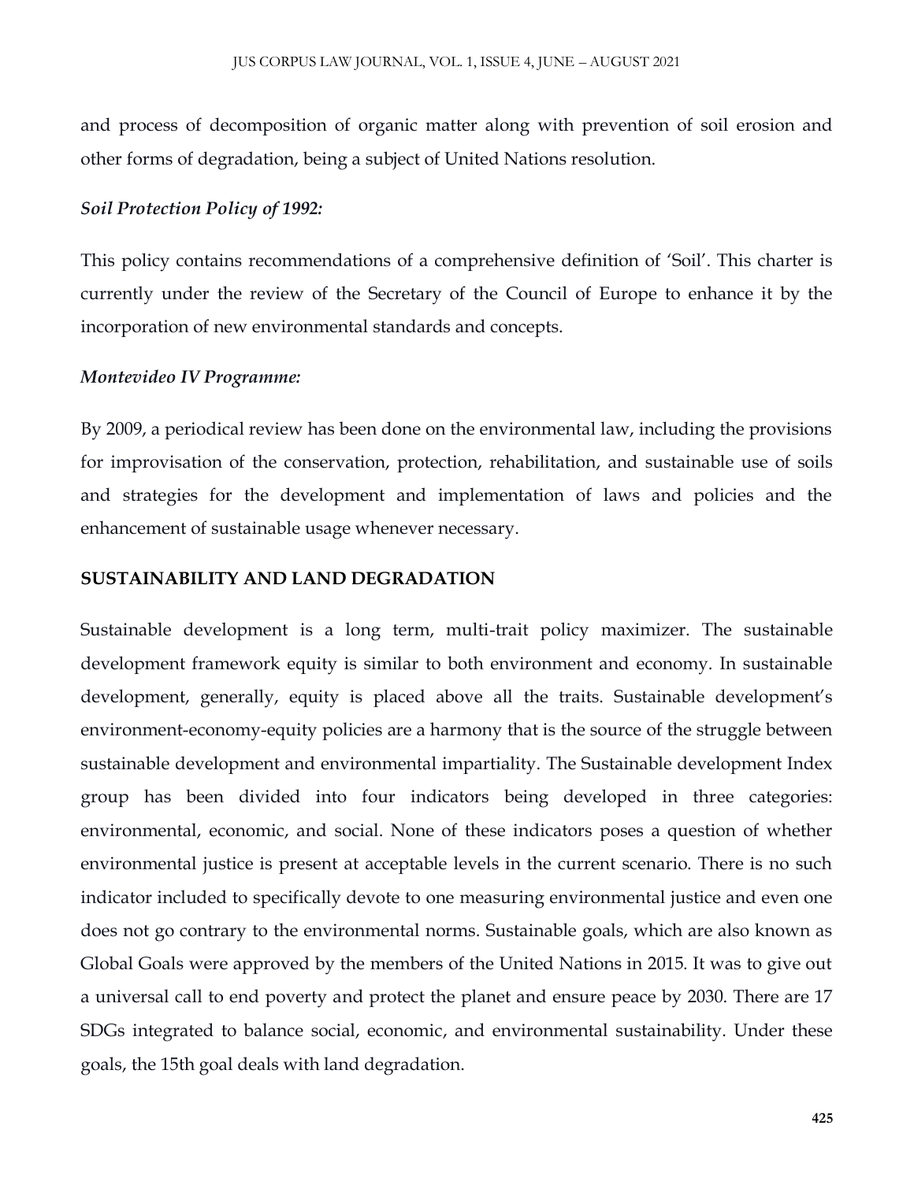and process of decomposition of organic matter along with prevention of soil erosion and other forms of degradation, being a subject of United Nations resolution.

***Soil Protection Policy of 1992:***

This policy contains recommendations of a comprehensive definition of 'Soil'. This charter is currently under the review of the Secretary of the Council of Europe to enhance it by the incorporation of new environmental standards and concepts.

***Montevideo IV Programme:***

By 2009, a periodical review has been done on the environmental law, including the provisions for improvisation of the conservation, protection, rehabilitation, and sustainable use of soils and strategies for the development and implementation of laws and policies and the enhancement of sustainable usage whenever necessary.

## SUSTAINABILITY AND LAND DEGRADATION

Sustainable development is a long term, multi-trait policy maximizer. The sustainable development framework equity is similar to both environment and economy. In sustainable development, generally, equity is placed above all the traits. Sustainable development's environment-economy-equity policies are a harmony that is the source of the struggle between sustainable development and environmental impartiality. The Sustainable development Index group has been divided into four indicators being developed in three categories: environmental, economic, and social. None of these indicators poses a question of whether environmental justice is present at acceptable levels in the current scenario. There is no such indicator included to specifically devote to one measuring environmental justice and even one does not go contrary to the environmental norms. Sustainable goals, which are also known as Global Goals were approved by the members of the United Nations in 2015. It was to give out a universal call to end poverty and protect the planet and ensure peace by 2030. There are 17 SDGs integrated to balance social, economic, and environmental sustainability. Under these goals, the 15th goal deals with land degradation.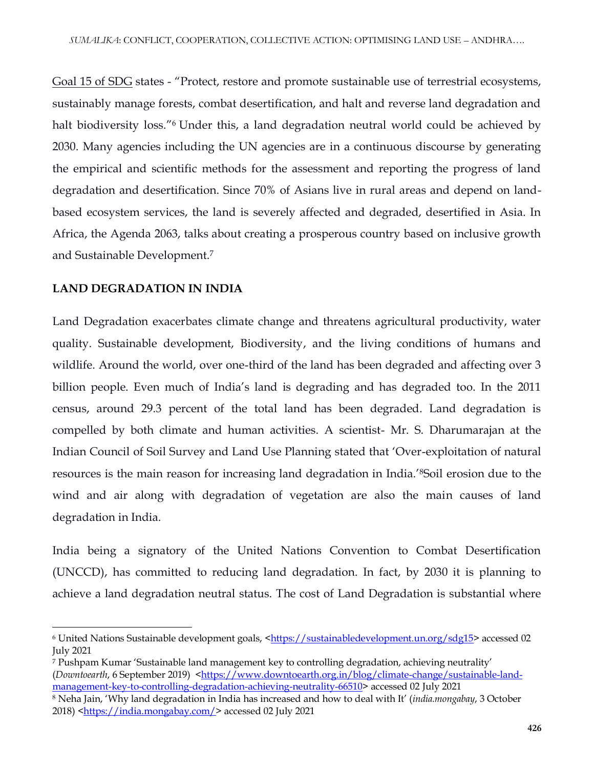Goal 15 of SDG states - "Protect, restore and promote sustainable use of terrestrial ecosystems, sustainably manage forests, combat desertification, and halt and reverse land degradation and halt biodiversity loss."[6] Under this, a land degradation neutral world could be achieved by 2030. Many agencies including the UN agencies are in a continuous discourse by generating the empirical and scientific methods for the assessment and reporting the progress of land degradation and desertification. Since 70% of Asians live in rural areas and depend on land-based ecosystem services, the land is severely affected and degraded, desertified in Asia. In Africa, the Agenda 2063, talks about creating a prosperous country based on inclusive growth and Sustainable Development.[7]

## LAND DEGRADATION IN INDIA

Land Degradation exacerbates climate change and threatens agricultural productivity, water quality. Sustainable development, Biodiversity, and the living conditions of humans and wildlife. Around the world, over one-third of the land has been degraded and affecting over 3 billion people. Even much of India's land is degrading and has degraded too. In the 2011 census, around 29.3 percent of the total land has been degraded. Land degradation is compelled by both climate and human activities. A scientist- Mr. S. Dharumarajan at the Indian Council of Soil Survey and Land Use Planning stated that 'Over-exploitation of natural resources is the main reason for increasing land degradation in India.'[8]Soil erosion due to the wind and air along with degradation of vegetation are also the main causes of land degradation in India.

India being a signatory of the United Nations Convention to Combat Desertification (UNCCD), has committed to reducing land degradation. In fact, by 2030 it is planning to achieve a land degradation neutral status. The cost of Land Degradation is substantial where

---

[6] United Nations Sustainable development goals, <https://sustainabledevelopment.un.org/sdg15> accessed 02 July 2021

[7] Pushpam Kumar 'Sustainable land management key to controlling degradation, achieving neutrality' (*Downtoearth*, 6 September 2019) <https://www.downtoearth.org.in/blog/climate-change/sustainable-land-management-key-to-controlling-degradation-achieving-neutrality-66510> accessed 02 July 2021

[8] Neha Jain, 'Why land degradation in India has increased and how to deal with It' (*india.mongabay*, 3 October 2018) <https://india.mongabay.com/> accessed 02 July 2021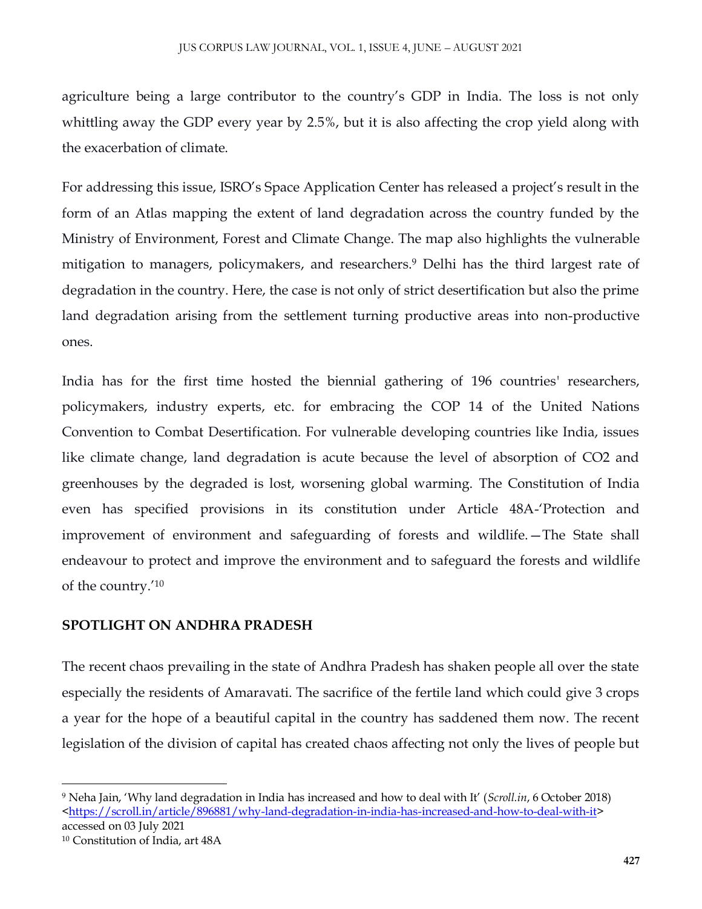agriculture being a large contributor to the country's GDP in India. The loss is not only whittling away the GDP every year by 2.5%, but it is also affecting the crop yield along with the exacerbation of climate.

For addressing this issue, ISRO's Space Application Center has released a project's result in the form of an Atlas mapping the extent of land degradation across the country funded by the Ministry of Environment, Forest and Climate Change. The map also highlights the vulnerable mitigation to managers, policymakers, and researchers.[9] Delhi has the third largest rate of degradation in the country. Here, the case is not only of strict desertification but also the prime land degradation arising from the settlement turning productive areas into non-productive ones.

India has for the first time hosted the biennial gathering of 196 countries' researchers, policymakers, industry experts, etc. for embracing the COP 14 of the United Nations Convention to Combat Desertification. For vulnerable developing countries like India, issues like climate change, land degradation is acute because the level of absorption of CO2 and greenhouses by the degraded is lost, worsening global warming. The Constitution of India even has specified provisions in its constitution under Article 48A-'Protection and improvement of environment and safeguarding of forests and wildlife.—The State shall endeavour to protect and improve the environment and to safeguard the forests and wildlife of the country.'[10]

**SPOTLIGHT ON ANDHRA PRADESH**

The recent chaos prevailing in the state of Andhra Pradesh has shaken people all over the state especially the residents of Amaravati. The sacrifice of the fertile land which could give 3 crops a year for the hope of a beautiful capital in the country has saddened them now. The recent legislation of the division of capital has created chaos affecting not only the lives of people but

---

[9] Neha Jain, 'Why land degradation in India has increased and how to deal with It' (*Scroll.in*, 6 October 2018) <https://scroll.in/article/896881/why-land-degradation-in-india-has-increased-and-how-to-deal-with-it> accessed on 03 July 2021

[10] Constitution of India, art 48A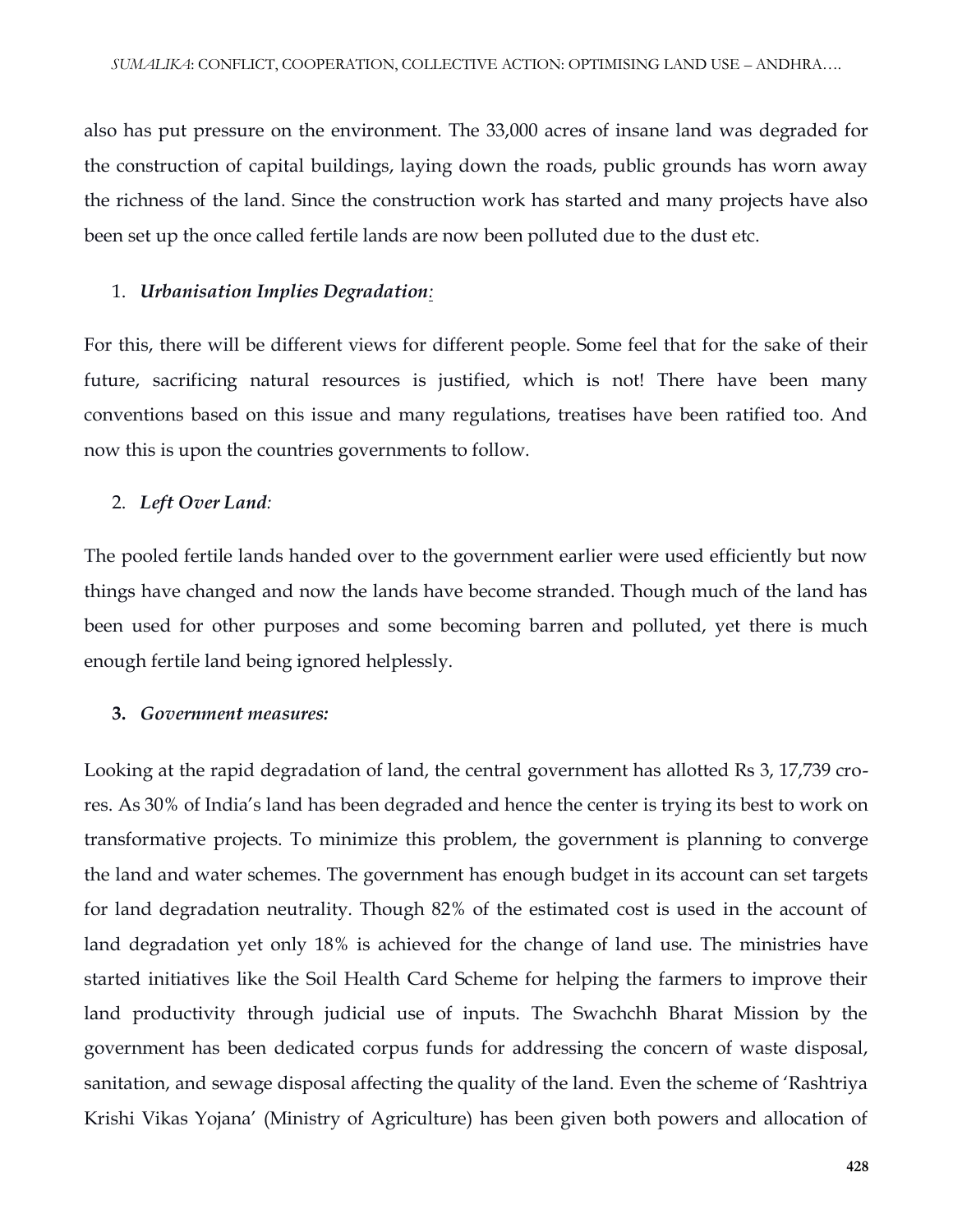also has put pressure on the environment. The 33,000 acres of insane land was degraded for the construction of capital buildings, laying down the roads, public grounds has worn away the richness of the land. Since the construction work has started and many projects have also been set up the once called fertile lands are now been polluted due to the dust etc.

1. ***Urbanisation Implies Degradation:***

For this, there will be different views for different people. Some feel that for the sake of their future, sacrificing natural resources is justified, which is not! There have been many conventions based on this issue and many regulations, treatises have been ratified too. And now this is upon the countries governments to follow.

2. ***Left Over Land:***

The pooled fertile lands handed over to the government earlier were used efficiently but now things have changed and now the lands have become stranded. Though much of the land has been used for other purposes and some becoming barren and polluted, yet there is much enough fertile land being ignored helplessly.

3. ***Government measures:***

Looking at the rapid degradation of land, the central government has allotted Rs 3, 17,739 crores. As 30% of India's land has been degraded and hence the center is trying its best to work on transformative projects. To minimize this problem, the government is planning to converge the land and water schemes. The government has enough budget in its account can set targets for land degradation neutrality. Though 82% of the estimated cost is used in the account of land degradation yet only 18% is achieved for the change of land use. The ministries have started initiatives like the Soil Health Card Scheme for helping the farmers to improve their land productivity through judicial use of inputs. The Swachchh Bharat Mission by the government has been dedicated corpus funds for addressing the concern of waste disposal, sanitation, and sewage disposal affecting the quality of the land. Even the scheme of 'Rashtriya Krishi Vikas Yojana' (Ministry of Agriculture) has been given both powers and allocation of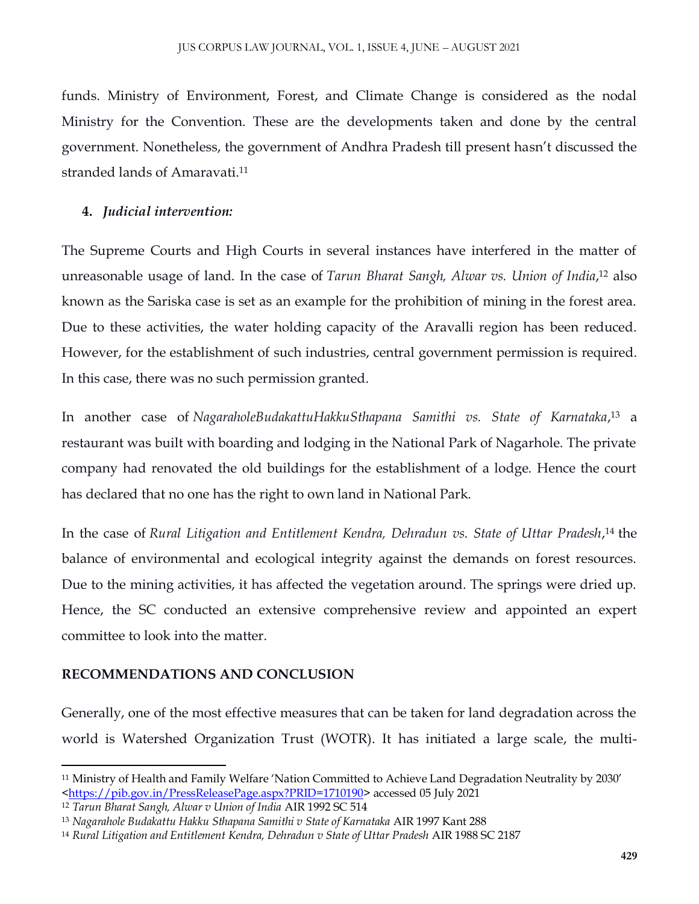funds. Ministry of Environment, Forest, and Climate Change is considered as the nodal Ministry for the Convention. These are the developments taken and done by the central government. Nonetheless, the government of Andhra Pradesh till present hasn't discussed the stranded lands of Amaravati.[11]

4. ***Judicial intervention:***

The Supreme Courts and High Courts in several instances have interfered in the matter of unreasonable usage of land. In the case of *Tarun Bharat Sangh, Alwar vs. Union of India*,[12] also known as the Sariska case is set as an example for the prohibition of mining in the forest area. Due to these activities, the water holding capacity of the Aravalli region has been reduced. However, for the establishment of such industries, central government permission is required. In this case, there was no such permission granted.

In another case of *NagaraholeBudakattuHakkuSthapana Samithi vs. State of Karnataka*,[13] a restaurant was built with boarding and lodging in the National Park of Nagarhole. The private company had renovated the old buildings for the establishment of a lodge. Hence the court has declared that no one has the right to own land in National Park.

In the case of *Rural Litigation and Entitlement Kendra, Dehradun vs. State of Uttar Pradesh*,[14] the balance of environmental and ecological integrity against the demands on forest resources. Due to the mining activities, it has affected the vegetation around. The springs were dried up. Hence, the SC conducted an extensive comprehensive review and appointed an expert committee to look into the matter.

## RECOMMENDATIONS AND CONCLUSION

Generally, one of the most effective measures that can be taken for land degradation across the world is Watershed Organization Trust (WOTR). It has initiated a large scale, the multi-

---

[11] Ministry of Health and Family Welfare 'Nation Committed to Achieve Land Degradation Neutrality by 2030' <https://pib.gov.in/PressReleasePage.aspx?PRID=1710190> accessed 05 July 2021

[12] *Tarun Bharat Sangh, Alwar v Union of India* AIR 1992 SC 514

[13] *Nagarahole Budakattu Hakku Sthapana Samithi v State of Karnataka* AIR 1997 Kant 288

[14] *Rural Litigation and Entitlement Kendra, Dehradun v State of Uttar Pradesh* AIR 1988 SC 2187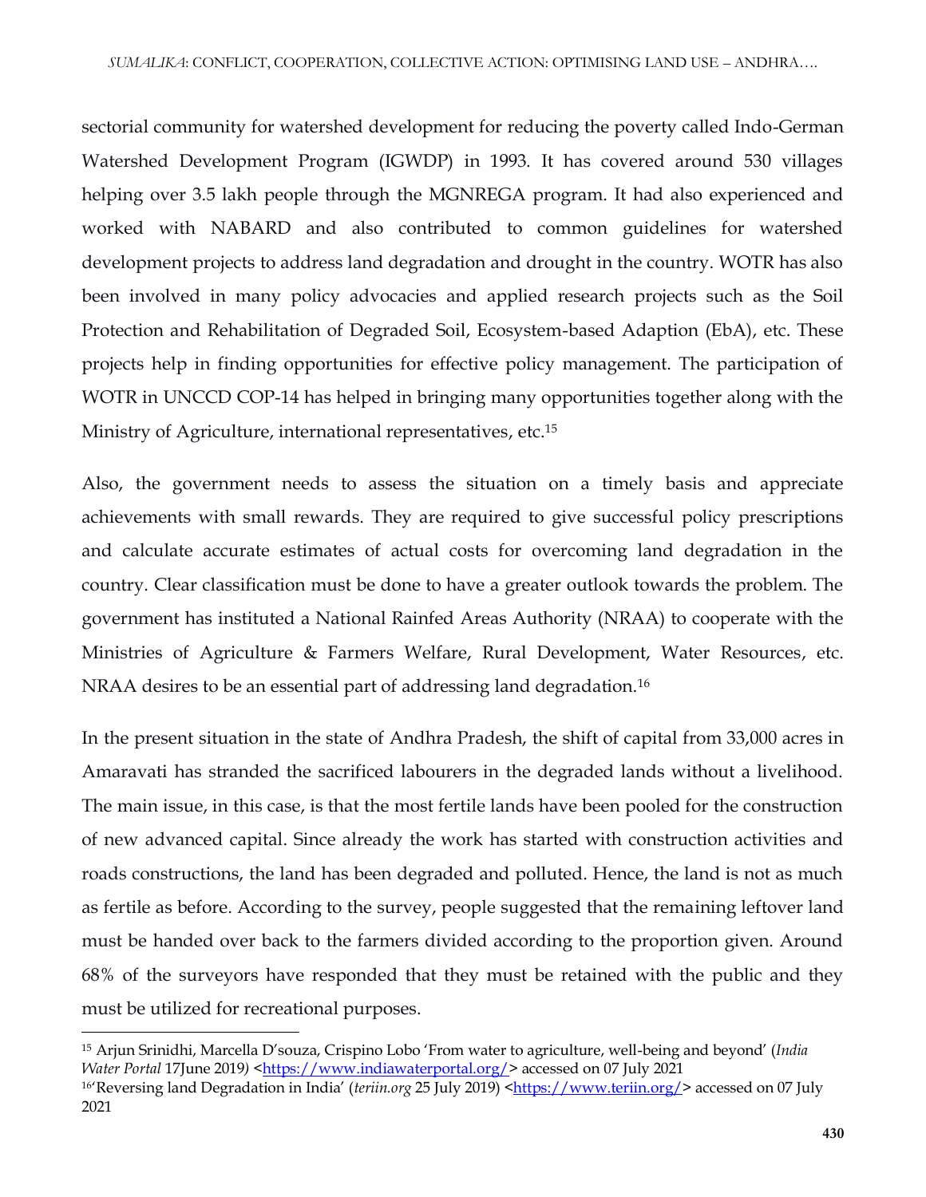sectorial community for watershed development for reducing the poverty called Indo-German Watershed Development Program (IGWDP) in 1993. It has covered around 530 villages helping over 3.5 lakh people through the MGNREGA program. It had also experienced and worked with NABARD and also contributed to common guidelines for watershed development projects to address land degradation and drought in the country. WOTR has also been involved in many policy advocacies and applied research projects such as the Soil Protection and Rehabilitation of Degraded Soil, Ecosystem-based Adaption (EbA), etc. These projects help in finding opportunities for effective policy management. The participation of WOTR in UNCCD COP-14 has helped in bringing many opportunities together along with the Ministry of Agriculture, international representatives, etc.[15]

Also, the government needs to assess the situation on a timely basis and appreciate achievements with small rewards. They are required to give successful policy prescriptions and calculate accurate estimates of actual costs for overcoming land degradation in the country. Clear classification must be done to have a greater outlook towards the problem. The government has instituted a National Rainfed Areas Authority (NRAA) to cooperate with the Ministries of Agriculture & Farmers Welfare, Rural Development, Water Resources, etc. NRAA desires to be an essential part of addressing land degradation.[16]

In the present situation in the state of Andhra Pradesh, the shift of capital from 33,000 acres in Amaravati has stranded the sacrificed labourers in the degraded lands without a livelihood. The main issue, in this case, is that the most fertile lands have been pooled for the construction of new advanced capital. Since already the work has started with construction activities and roads constructions, the land has been degraded and polluted. Hence, the land is not as much as fertile as before. According to the survey, people suggested that the remaining leftover land must be handed over back to the farmers divided according to the proportion given. Around 68% of the surveyors have responded that they must be retained with the public and they must be utilized for recreational purposes.

---

[15] Arjun Srinidhi, Marcella D'souza, Crispino Lobo 'From water to agriculture, well-being and beyond' (*India Water Portal* 17June 2019) <https://www.indiawaterportal.org/> accessed on 07 July 2021

[16] 'Reversing land Degradation in India' (*teriin.org* 25 July 2019) <https://www.teriin.org/> accessed on 07 July 2021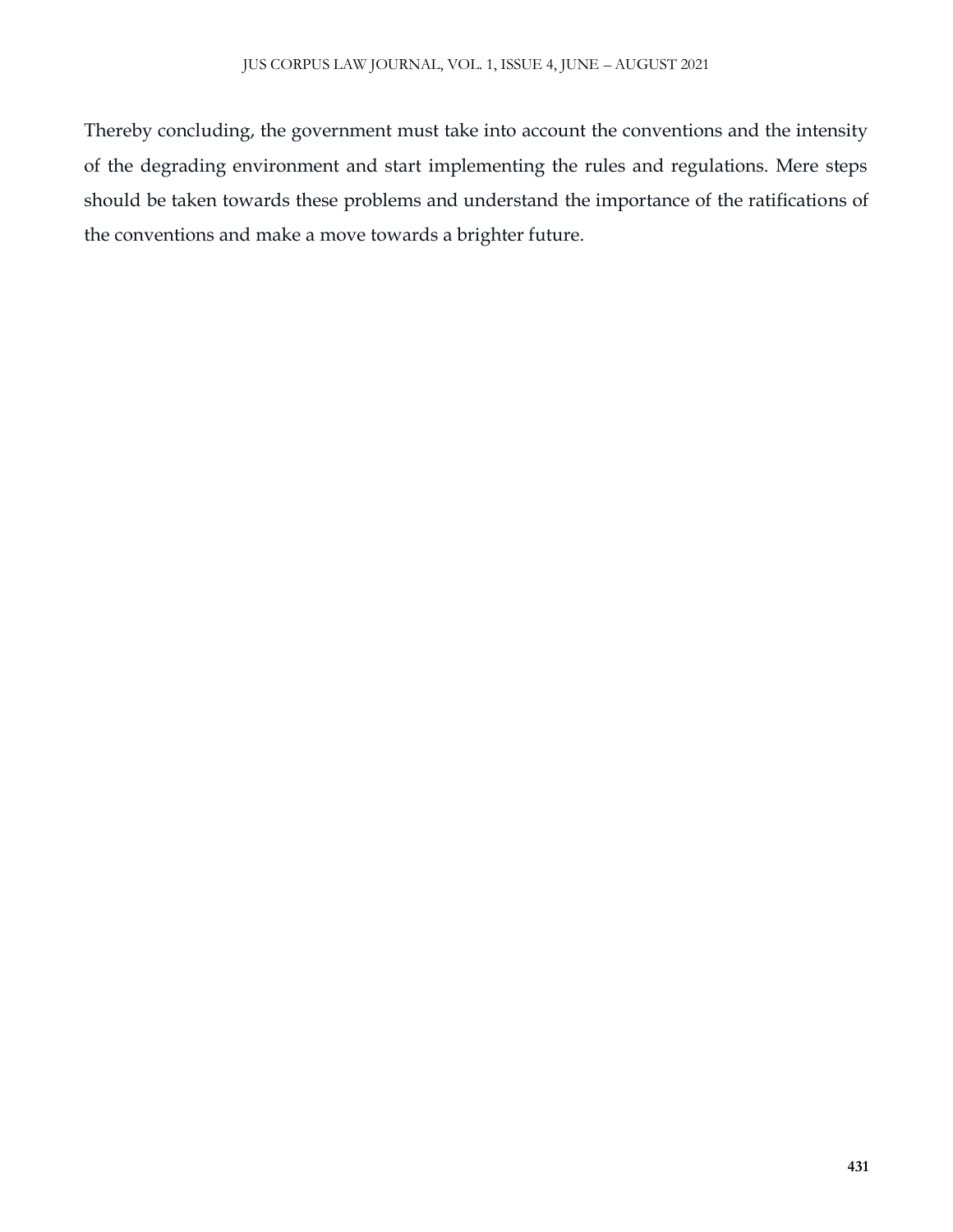Thereby concluding, the government must take into account the conventions and the intensity of the degrading environment and start implementing the rules and regulations. Mere steps should be taken towards these problems and understand the importance of the ratifications of the conventions and make a move towards a brighter future.